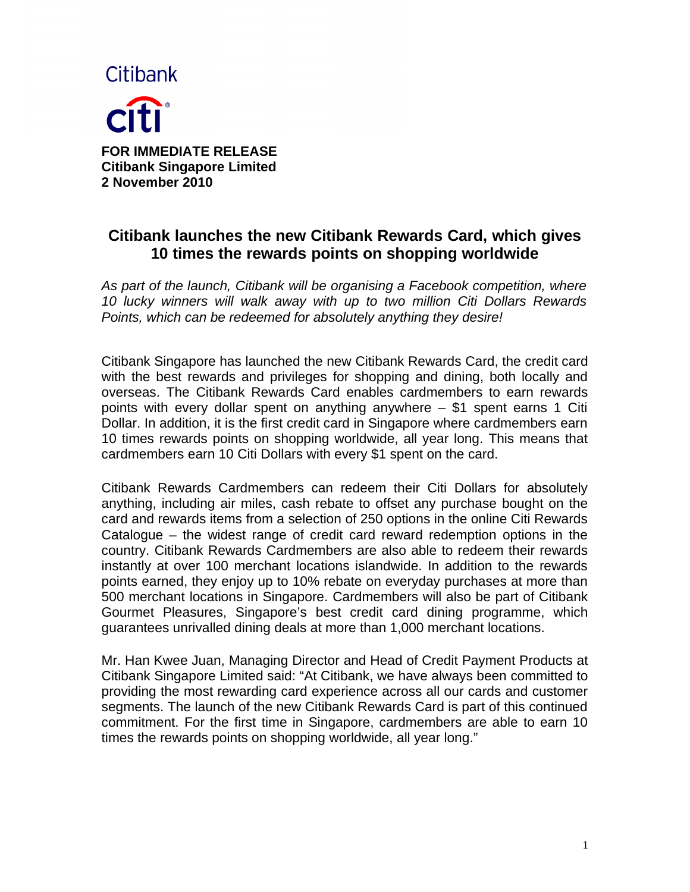Citibank

citi

**FOR IMMEDIATE RELEASE**
**Citibank Singapore Limited**
**2 November 2010**

# Citibank launches the new Citibank Rewards Card, which gives 10 times the rewards points on shopping worldwide

*As part of the launch, Citibank will be organising a Facebook competition, where 10 lucky winners will walk away with up to two million Citi Dollars Rewards Points, which can be redeemed for absolutely anything they desire!*

Citibank Singapore has launched the new Citibank Rewards Card, the credit card with the best rewards and privileges for shopping and dining, both locally and overseas. The Citibank Rewards Card enables cardmembers to earn rewards points with every dollar spent on anything anywhere – $1 spent earns 1 Citi Dollar. In addition, it is the first credit card in Singapore where cardmembers earn 10 times rewards points on shopping worldwide, all year long. This means that cardmembers earn 10 Citi Dollars with every $1 spent on the card.

Citibank Rewards Cardmembers can redeem their Citi Dollars for absolutely anything, including air miles, cash rebate to offset any purchase bought on the card and rewards items from a selection of 250 options in the online Citi Rewards Catalogue – the widest range of credit card reward redemption options in the country. Citibank Rewards Cardmembers are also able to redeem their rewards instantly at over 100 merchant locations islandwide. In addition to the rewards points earned, they enjoy up to 10% rebate on everyday purchases at more than 500 merchant locations in Singapore. Cardmembers will also be part of Citibank Gourmet Pleasures, Singapore's best credit card dining programme, which guarantees unrivalled dining deals at more than 1,000 merchant locations.

Mr. Han Kwee Juan, Managing Director and Head of Credit Payment Products at Citibank Singapore Limited said: "At Citibank, we have always been committed to providing the most rewarding card experience across all our cards and customer segments. The launch of the new Citibank Rewards Card is part of this continued commitment. For the first time in Singapore, cardmembers are able to earn 10 times the rewards points on shopping worldwide, all year long."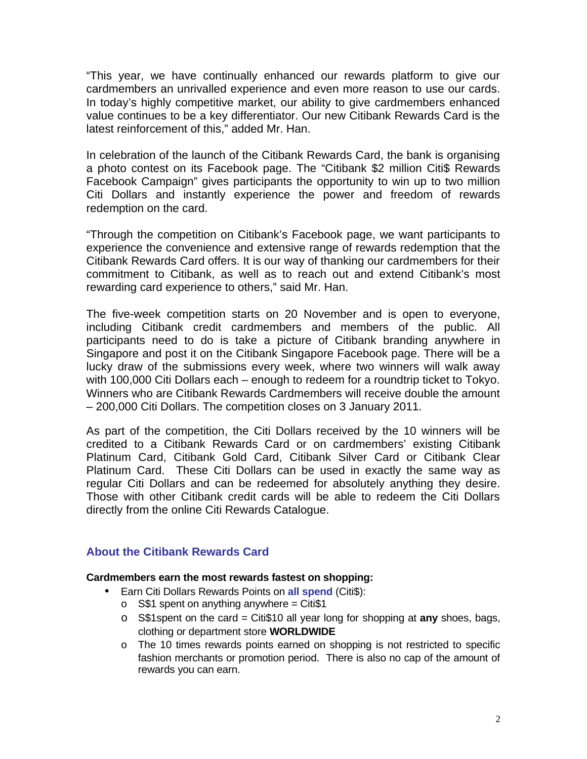"This year, we have continually enhanced our rewards platform to give our cardmembers an unrivalled experience and even more reason to use our cards. In today's highly competitive market, our ability to give cardmembers enhanced value continues to be a key differentiator. Our new Citibank Rewards Card is the latest reinforcement of this," added Mr. Han.

In celebration of the launch of the Citibank Rewards Card, the bank is organising a photo contest on its Facebook page. The "Citibank $2 million Citi$ Rewards Facebook Campaign" gives participants the opportunity to win up to two million Citi Dollars and instantly experience the power and freedom of rewards redemption on the card.

"Through the competition on Citibank's Facebook page, we want participants to experience the convenience and extensive range of rewards redemption that the Citibank Rewards Card offers. It is our way of thanking our cardmembers for their commitment to Citibank, as well as to reach out and extend Citibank's most rewarding card experience to others," said Mr. Han.

The five-week competition starts on 20 November and is open to everyone, including Citibank credit cardmembers and members of the public. All participants need to do is take a picture of Citibank branding anywhere in Singapore and post it on the Citibank Singapore Facebook page. There will be a lucky draw of the submissions every week, where two winners will walk away with 100,000 Citi Dollars each – enough to redeem for a roundtrip ticket to Tokyo. Winners who are Citibank Rewards Cardmembers will receive double the amount – 200,000 Citi Dollars. The competition closes on 3 January 2011.

As part of the competition, the Citi Dollars received by the 10 winners will be credited to a Citibank Rewards Card or on cardmembers' existing Citibank Platinum Card, Citibank Gold Card, Citibank Silver Card or Citibank Clear Platinum Card. These Citi Dollars can be used in exactly the same way as regular Citi Dollars and can be redeemed for absolutely anything they desire. Those with other Citibank credit cards will be able to redeem the Citi Dollars directly from the online Citi Rewards Catalogue.

## About the Citibank Rewards Card

**Cardmembers earn the most rewards fastest on shopping:**

- Earn Citi Dollars Rewards Points on **all spend** (Citi$):
  - S$1 spent on anything anywhere = Citi$1
  - S$1spent on the card = Citi$10 all year long for shopping at **any** shoes, bags, clothing or department store **WORLDWIDE**
  - The 10 times rewards points earned on shopping is not restricted to specific fashion merchants or promotion period. There is also no cap of the amount of rewards you can earn.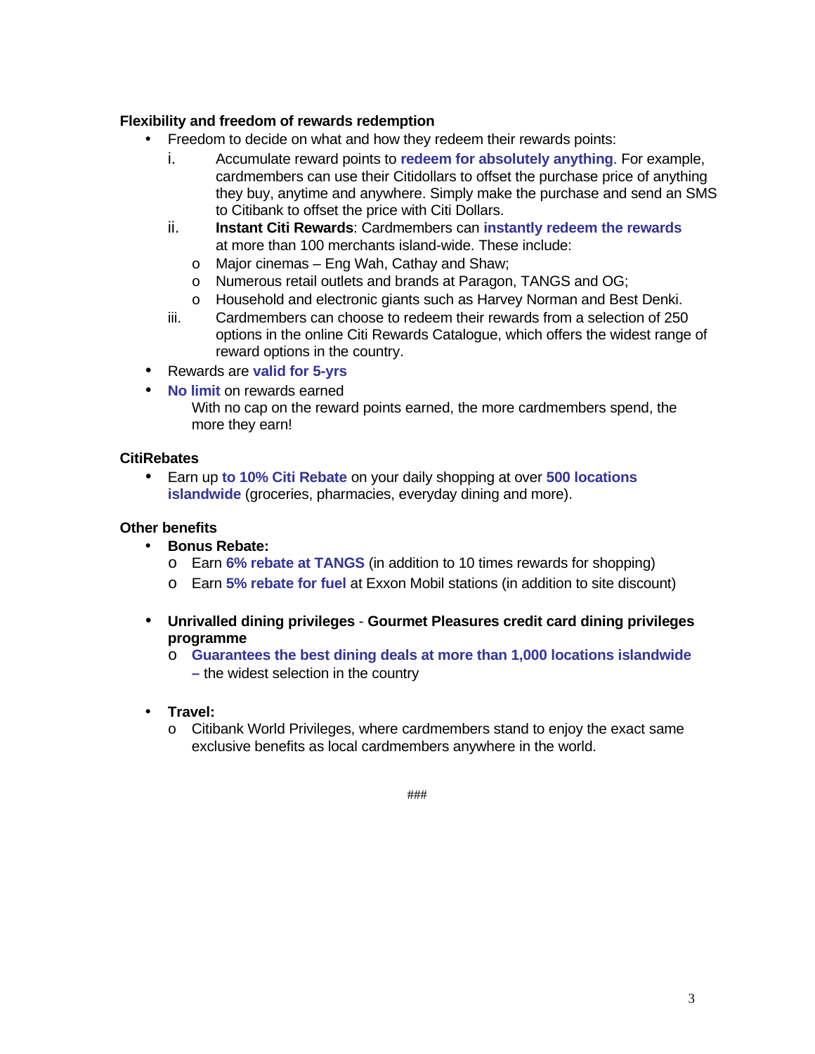**Flexibility and freedom of rewards redemption**

- Freedom to decide on what and how they redeem their rewards points:
  1. Accumulate reward points to **redeem for absolutely anything**. For example, cardmembers can use their Citidollars to offset the purchase price of anything they buy, anytime and anywhere. Simply make the purchase and send an SMS to Citibank to offset the price with Citi Dollars.
  2. **Instant Citi Rewards**: Cardmembers can **instantly redeem the rewards** at more than 100 merchants island-wide. These include:
     - Major cinemas – Eng Wah, Cathay and Shaw;
     - Numerous retail outlets and brands at Paragon, TANGS and OG;
     - Household and electronic giants such as Harvey Norman and Best Denki.
  3. Cardmembers can choose to redeem their rewards from a selection of 250 options in the online Citi Rewards Catalogue, which offers the widest range of reward options in the country.
- Rewards are **valid for 5-yrs**
- **No limit** on rewards earned

  With no cap on the reward points earned, the more cardmembers spend, the more they earn!

**CitiRebates**

- Earn up **to 10% Citi Rebate** on your daily shopping at over **500 locations islandwide** (groceries, pharmacies, everyday dining and more).

**Other benefits**

- **Bonus Rebate:**
  - Earn **6% rebate at TANGS** (in addition to 10 times rewards for shopping)
  - Earn **5% rebate for fuel** at Exxon Mobil stations (in addition to site discount)

- **Unrivalled dining privileges** - **Gourmet Pleasures credit card dining privileges programme**
  - **Guarantees the best dining deals at more than 1,000 locations islandwide –** the widest selection in the country

- **Travel:**
  - Citibank World Privileges, where cardmembers stand to enjoy the exact same exclusive benefits as local cardmembers anywhere in the world.

###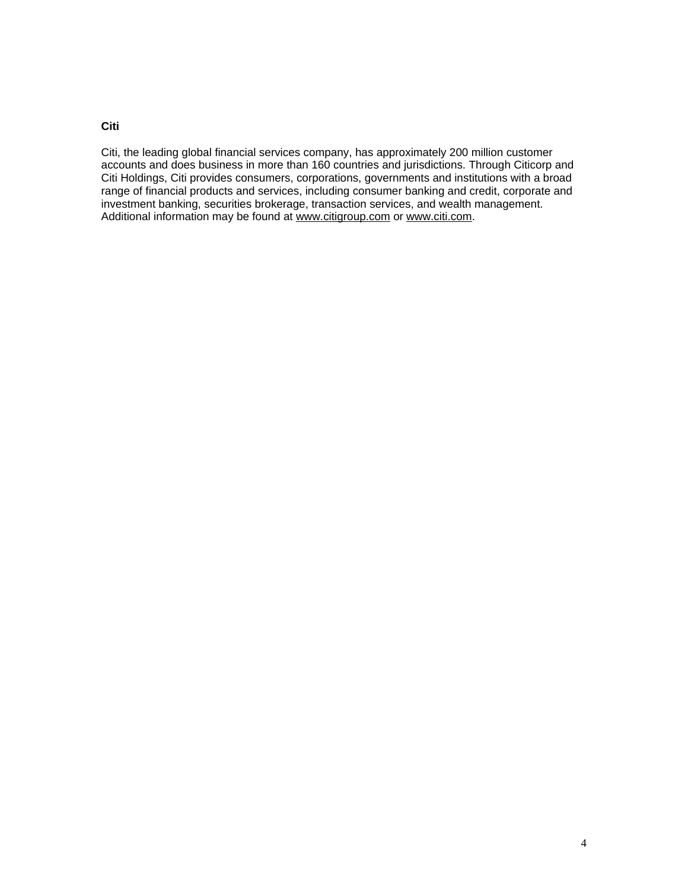**Citi**

Citi, the leading global financial services company, has approximately 200 million customer accounts and does business in more than 160 countries and jurisdictions. Through Citicorp and Citi Holdings, Citi provides consumers, corporations, governments and institutions with a broad range of financial products and services, including consumer banking and credit, corporate and investment banking, securities brokerage, transaction services, and wealth management. Additional information may be found at www.citigroup.com or www.citi.com.